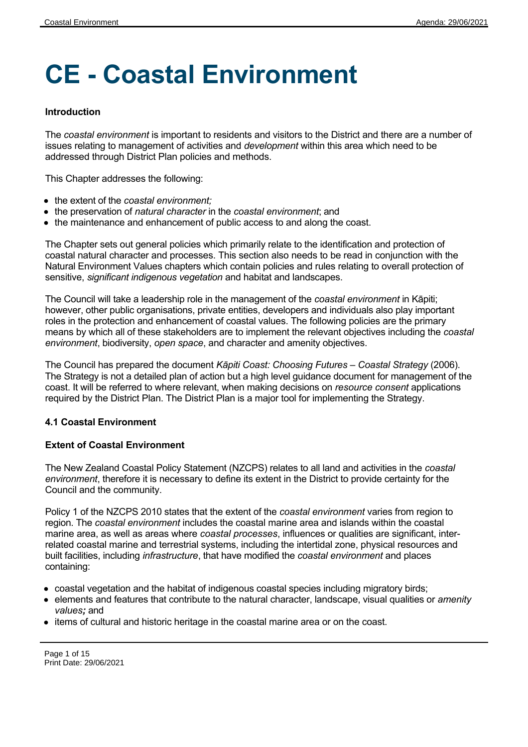# CE - Coastal Environment

**Introduction**

The *coastal environment* is important to residents and visitors to the District and there are a number of issues relating to management of activities and *development* within this area which need to be addressed through District Plan policies and methods.

This Chapter addresses the following:

- the extent of the *coastal environment;*
- the preservation of *natural character* in the *coastal environment*; and
- the maintenance and enhancement of public access to and along the coast.

The Chapter sets out general policies which primarily relate to the identification and protection of coastal natural character and processes. This section also needs to be read in conjunction with the Natural Environment Values chapters which contain policies and rules relating to overall protection of sensitive, *significant indigenous vegetation* and habitat and landscapes.

The Council will take a leadership role in the management of the *coastal environment* in Kāpiti; however, other public organisations, private entities, developers and individuals also play important roles in the protection and enhancement of coastal values. The following policies are the primary means by which all of these stakeholders are to implement the relevant objectives including the *coastal environment*, biodiversity, *open space*, and character and amenity objectives.

The Council has prepared the document *Kāpiti Coast: Choosing Futures – Coastal Strategy* (2006). The Strategy is not a detailed plan of action but a high level guidance document for management of the coast. It will be referred to where relevant, when making decisions on *resource consent* applications required by the District Plan. The District Plan is a major tool for implementing the Strategy.

**4.1 Coastal Environment**

**Extent of Coastal Environment**

The New Zealand Coastal Policy Statement (NZCPS) relates to all land and activities in the *coastal environment*, therefore it is necessary to define its extent in the District to provide certainty for the Council and the community.

Policy 1 of the NZCPS 2010 states that the extent of the *coastal environment* varies from region to region. The *coastal environment* includes the coastal marine area and islands within the coastal marine area, as well as areas where *coastal processes*, influences or qualities are significant, inter-related coastal marine and terrestrial systems, including the intertidal zone, physical resources and built facilities, including *infrastructure*, that have modified the *coastal environment* and places containing:

- coastal vegetation and the habitat of indigenous coastal species including migratory birds;
- elements and features that contribute to the natural character, landscape, visual qualities or *amenity values;* and
- items of cultural and historic heritage in the coastal marine area or on the coast.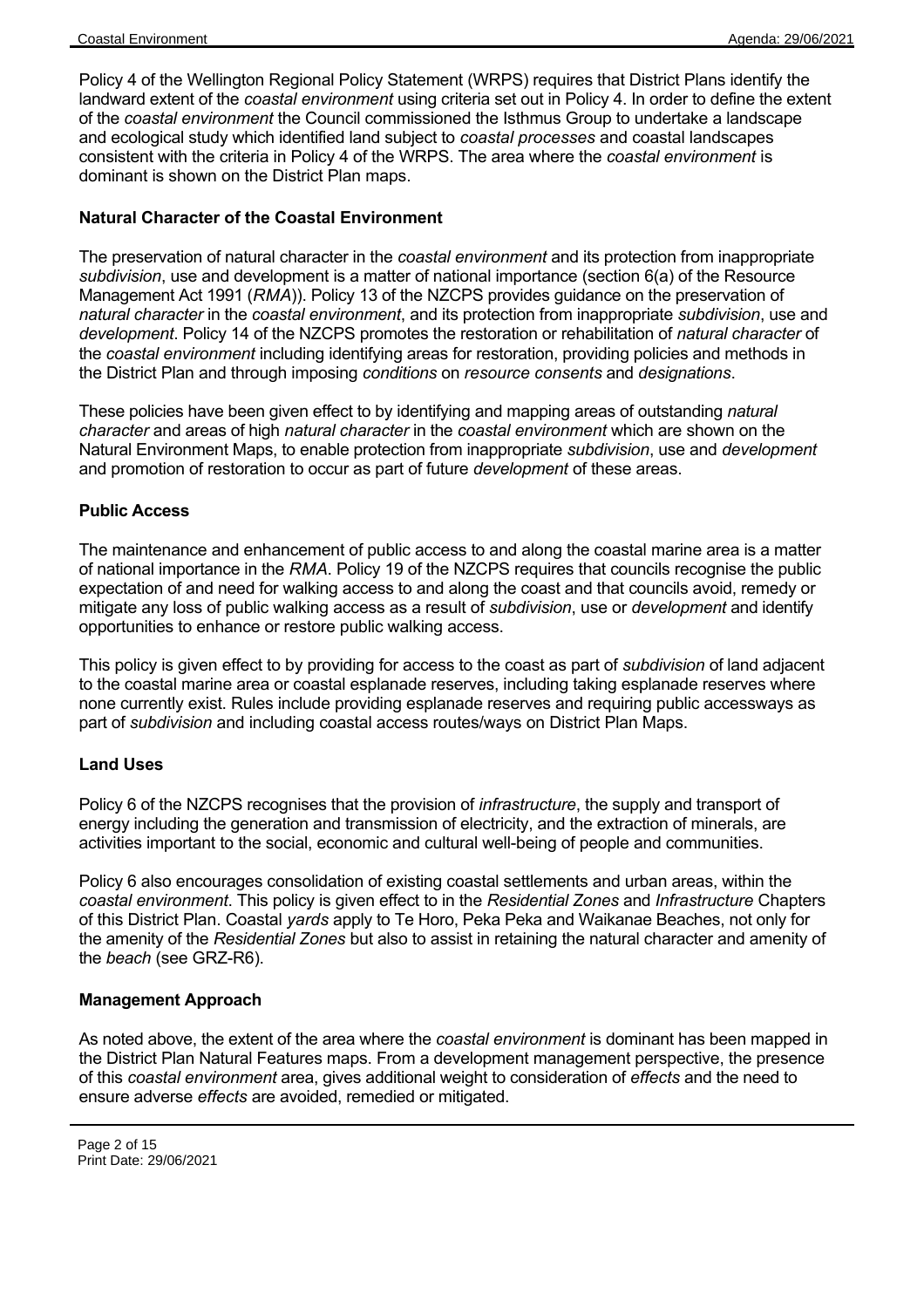Policy 4 of the Wellington Regional Policy Statement (WRPS) requires that District Plans identify the landward extent of the *coastal environment* using criteria set out in Policy 4. In order to define the extent of the *coastal environment* the Council commissioned the Isthmus Group to undertake a landscape and ecological study which identified land subject to *coastal processes* and coastal landscapes consistent with the criteria in Policy 4 of the WRPS. The area where the *coastal environment* is dominant is shown on the District Plan maps.

**Natural Character of the Coastal Environment**

The preservation of natural character in the *coastal environment* and its protection from inappropriate *subdivision*, use and development is a matter of national importance (section 6(a) of the Resource Management Act 1991 (*RMA*)). Policy 13 of the NZCPS provides guidance on the preservation of *natural character* in the *coastal environment*, and its protection from inappropriate *subdivision*, use and *development*. Policy 14 of the NZCPS promotes the restoration or rehabilitation of *natural character* of the *coastal environment* including identifying areas for restoration, providing policies and methods in the District Plan and through imposing *conditions* on *resource consents* and *designations*.

These policies have been given effect to by identifying and mapping areas of outstanding *natural character* and areas of high *natural character* in the *coastal environment* which are shown on the Natural Environment Maps, to enable protection from inappropriate *subdivision*, use and *development* and promotion of restoration to occur as part of future *development* of these areas.

**Public Access**

The maintenance and enhancement of public access to and along the coastal marine area is a matter of national importance in the *RMA*. Policy 19 of the NZCPS requires that councils recognise the public expectation of and need for walking access to and along the coast and that councils avoid, remedy or mitigate any loss of public walking access as a result of *subdivision*, use or *development* and identify opportunities to enhance or restore public walking access.

This policy is given effect to by providing for access to the coast as part of *subdivision* of land adjacent to the coastal marine area or coastal esplanade reserves, including taking esplanade reserves where none currently exist. Rules include providing esplanade reserves and requiring public accessways as part of *subdivision* and including coastal access routes/ways on District Plan Maps.

**Land Uses**

Policy 6 of the NZCPS recognises that the provision of *infrastructure*, the supply and transport of energy including the generation and transmission of electricity, and the extraction of minerals, are activities important to the social, economic and cultural well-being of people and communities.

Policy 6 also encourages consolidation of existing coastal settlements and urban areas, within the *coastal environment*. This policy is given effect to in the *Residential Zones* and *Infrastructure* Chapters of this District Plan. Coastal *yards* apply to Te Horo, Peka Peka and Waikanae Beaches, not only for the amenity of the *Residential Zones* but also to assist in retaining the natural character and amenity of the *beach* (see GRZ-R6).

**Management Approach**

As noted above, the extent of the area where the *coastal environment* is dominant has been mapped in the District Plan Natural Features maps. From a development management perspective, the presence of this *coastal environment* area, gives additional weight to consideration of *effects* and the need to ensure adverse *effects* are avoided, remedied or mitigated.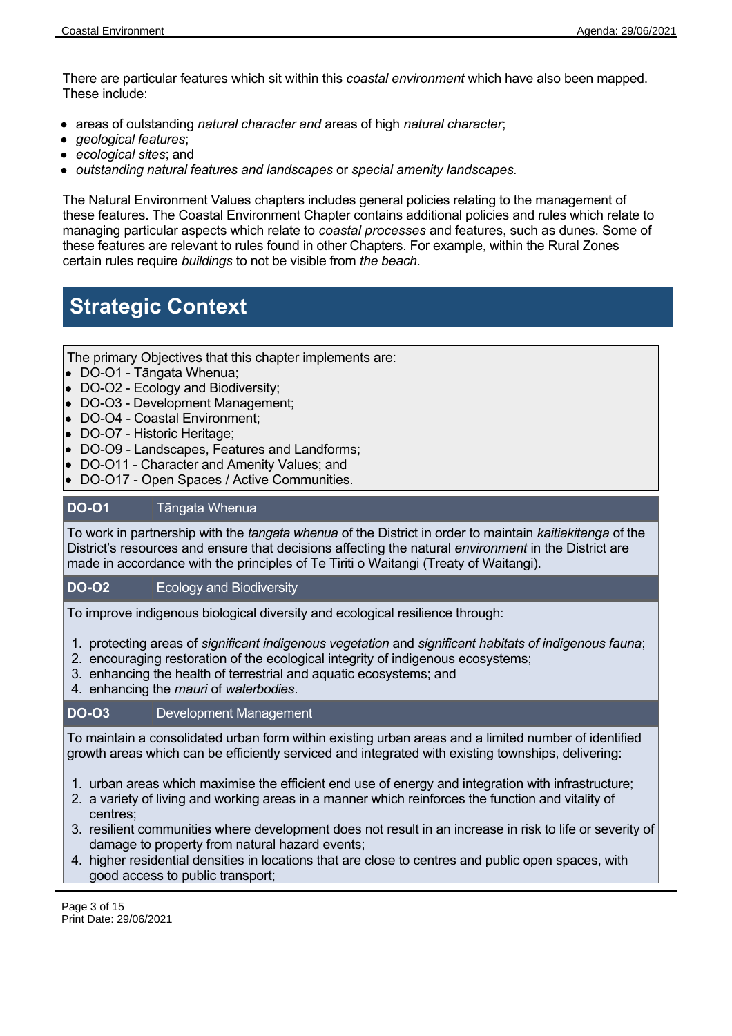There are particular features which sit within this *coastal environment* which have also been mapped. These include:

- areas of outstanding *natural character and* areas of high *natural character*;
- *geological features*;
- *ecological sites*; and
- *outstanding natural features and landscapes* or *special amenity landscapes.*

The Natural Environment Values chapters includes general policies relating to the management of these features. The Coastal Environment Chapter contains additional policies and rules which relate to managing particular aspects which relate to *coastal processes* and features, such as dunes. Some of these features are relevant to rules found in other Chapters. For example, within the Rural Zones certain rules require *buildings* to not be visible from *the beach.*

# Strategic Context

The primary Objectives that this chapter implements are:

- DO-O1 - Tāngata Whenua;
- DO-O2 - Ecology and Biodiversity;
- DO-O3 - Development Management;
- DO-O4 - Coastal Environment;
- DO-O7 - Historic Heritage;
- DO-O9 - Landscapes, Features and Landforms;
- DO-O11 - Character and Amenity Values; and
- DO-O17 - Open Spaces / Active Communities.

### DO-O1 Tāngata Whenua

To work in partnership with the *tangata whenua* of the District in order to maintain *kaitiakitanga* of the District's resources and ensure that decisions affecting the natural *environment* in the District are made in accordance with the principles of Te Tiriti o Waitangi (Treaty of Waitangi).

### DO-O2 Ecology and Biodiversity

To improve indigenous biological diversity and ecological resilience through:

1. protecting areas of *significant indigenous vegetation* and *significant habitats of indigenous fauna*;
2. encouraging restoration of the ecological integrity of indigenous ecosystems;
3. enhancing the health of terrestrial and aquatic ecosystems; and
4. enhancing the *mauri* of *waterbodies*.

### DO-O3 Development Management

To maintain a consolidated urban form within existing urban areas and a limited number of identified growth areas which can be efficiently serviced and integrated with existing townships, delivering:

1. urban areas which maximise the efficient end use of energy and integration with infrastructure;
2. a variety of living and working areas in a manner which reinforces the function and vitality of centres;
3. resilient communities where development does not result in an increase in risk to life or severity of damage to property from natural hazard events;
4. higher residential densities in locations that are close to centres and public open spaces, with good access to public transport;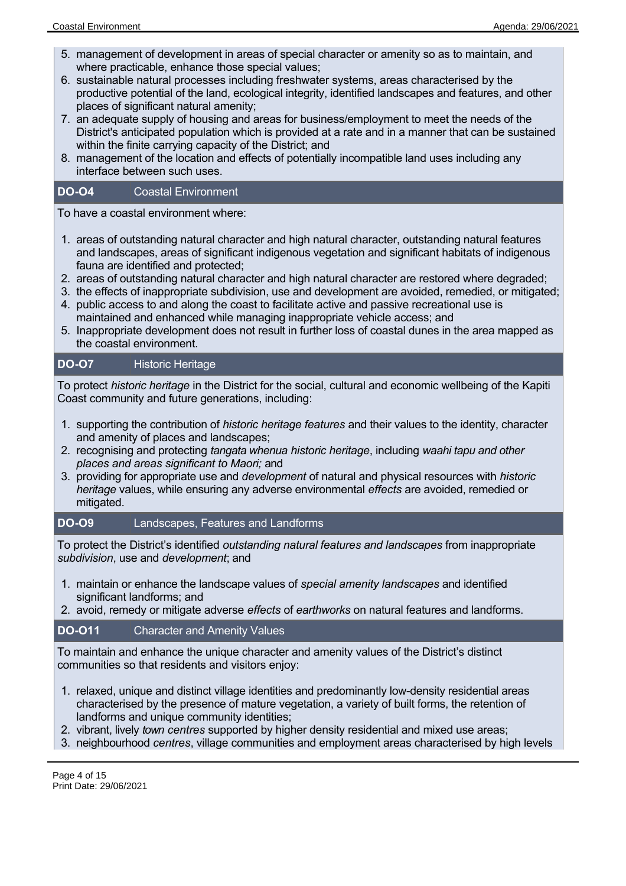5. management of development in areas of special character or amenity so as to maintain, and where practicable, enhance those special values;
6. sustainable natural processes including freshwater systems, areas characterised by the productive potential of the land, ecological integrity, identified landscapes and features, and other places of significant natural amenity;
7. an adequate supply of housing and areas for business/employment to meet the needs of the District's anticipated population which is provided at a rate and in a manner that can be sustained within the finite carrying capacity of the District; and
8. management of the location and effects of potentially incompatible land uses including any interface between such uses.

### DO-O4 Coastal Environment

To have a coastal environment where:

1. areas of outstanding natural character and high natural character, outstanding natural features and landscapes, areas of significant indigenous vegetation and significant habitats of indigenous fauna are identified and protected;
2. areas of outstanding natural character and high natural character are restored where degraded;
3. the effects of inappropriate subdivision, use and development are avoided, remedied, or mitigated;
4. public access to and along the coast to facilitate active and passive recreational use is maintained and enhanced while managing inappropriate vehicle access; and
5. Inappropriate development does not result in further loss of coastal dunes in the area mapped as the coastal environment.

### DO-O7 Historic Heritage

To protect *historic heritage* in the District for the social, cultural and economic wellbeing of the Kapiti Coast community and future generations, including:

1. supporting the contribution of *historic heritage features* and their values to the identity, character and amenity of places and landscapes;
2. recognising and protecting *tangata whenua historic heritage*, including *waahi tapu and other places and areas significant to Maori;* and
3. providing for appropriate use and *development* of natural and physical resources with *historic heritage* values, while ensuring any adverse environmental *effects* are avoided, remedied or mitigated.

### DO-O9 Landscapes, Features and Landforms

To protect the District's identified *outstanding natural features and landscapes* from inappropriate *subdivision*, use and *development*; and

1. maintain or enhance the landscape values of *special amenity landscapes* and identified significant landforms; and
2. avoid, remedy or mitigate adverse *effects* of *earthworks* on natural features and landforms.

### DO-O11 Character and Amenity Values

To maintain and enhance the unique character and amenity values of the District's distinct communities so that residents and visitors enjoy:

1. relaxed, unique and distinct village identities and predominantly low-density residential areas characterised by the presence of mature vegetation, a variety of built forms, the retention of landforms and unique community identities;
2. vibrant, lively *town centres* supported by higher density residential and mixed use areas;
3. neighbourhood *centres*, village communities and employment areas characterised by high levels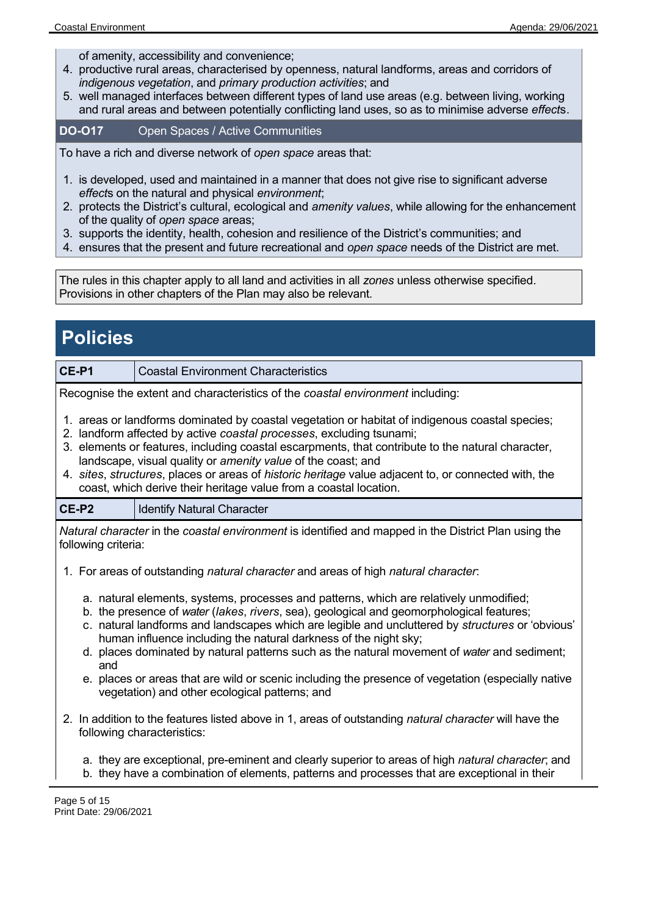of amenity, accessibility and convenience;

4. productive rural areas, characterised by openness, natural landforms, areas and corridors of *indigenous vegetation*, and *primary production activities*; and
5. well managed interfaces between different types of land use areas (e.g. between living, working and rural areas and between potentially conflicting land uses, so as to minimise adverse *effects*.

| **DO-O17** | Open Spaces / Active Communities |
| --- | --- |

To have a rich and diverse network of *open space* areas that:

1. is developed, used and maintained in a manner that does not give rise to significant adverse *effects* on the natural and physical *environment*;
2. protects the District's cultural, ecological and *amenity values*, while allowing for the enhancement of the quality of *open space* areas;
3. supports the identity, health, cohesion and resilience of the District's communities; and
4. ensures that the present and future recreational and *open space* needs of the District are met.

The rules in this chapter apply to all land and activities in all *zones* unless otherwise specified. Provisions in other chapters of the Plan may also be relevant.

# Policies

| **CE-P1** | Coastal Environment Characteristics |
| --- | --- |

Recognise the extent and characteristics of the *coastal environment* including:

1. areas or landforms dominated by coastal vegetation or habitat of indigenous coastal species;
2. landform affected by active *coastal processes*, excluding tsunami;
3. elements or features, including coastal escarpments, that contribute to the natural character, landscape, visual quality or *amenity value* of the coast; and
4. *sites*, *structures*, places or areas of *historic heritage* value adjacent to, or connected with, the coast, which derive their heritage value from a coastal location.

| **CE-P2** | Identify Natural Character |
| --- | --- |

*Natural character* in the *coastal environment* is identified and mapped in the District Plan using the following criteria:

1. For areas of outstanding *natural character* and areas of high *natural character*:
   a. natural elements, systems, processes and patterns, which are relatively unmodified;
   b. the presence of *water* (*lakes*, *rivers*, sea), geological and geomorphological features;
   c. natural landforms and landscapes which are legible and uncluttered by *structures* or 'obvious' human influence including the natural darkness of the night sky;
   d. places dominated by natural patterns such as the natural movement of *water* and sediment; and
   e. places or areas that are wild or scenic including the presence of vegetation (especially native vegetation) and other ecological patterns; and
2. In addition to the features listed above in 1, areas of outstanding *natural character* will have the following characteristics:
   a. they are exceptional, pre-eminent and clearly superior to areas of high *natural character*; and
   b. they have a combination of elements, patterns and processes that are exceptional in their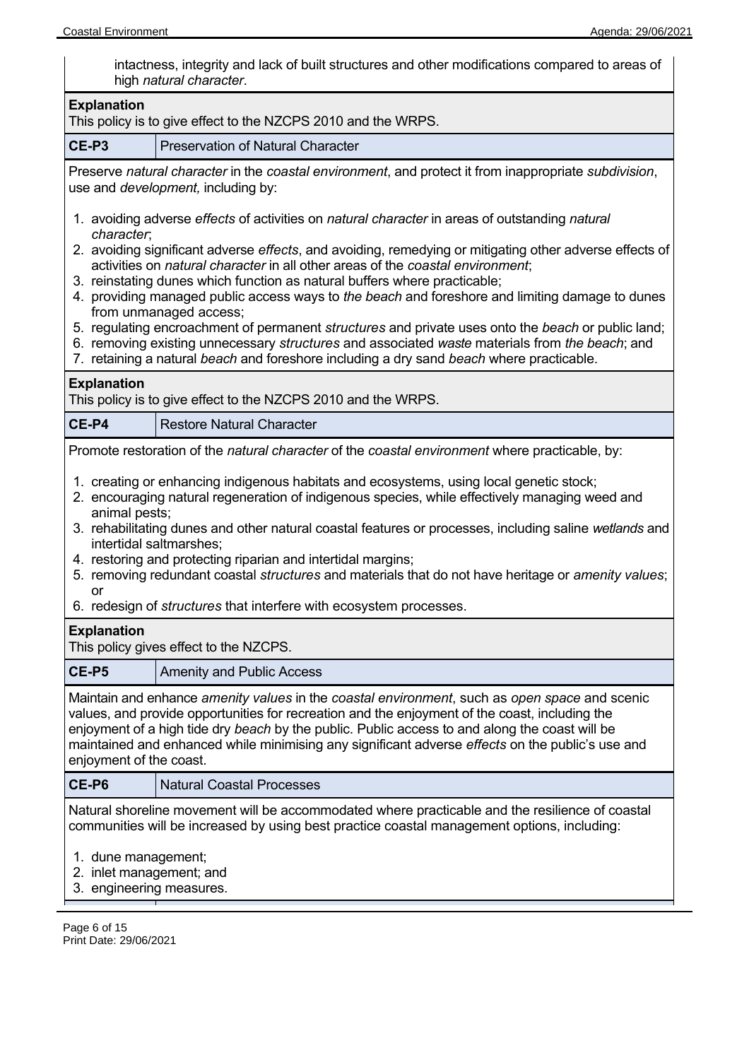intactness, integrity and lack of built structures and other modifications compared to areas of high *natural character*.

**Explanation**
This policy is to give effect to the NZCPS 2010 and the WRPS.

| CE-P3 | Preservation of Natural Character |
|---|---|

Preserve *natural character* in the *coastal environment*, and protect it from inappropriate *subdivision*, use and *development,* including by:

1. avoiding adverse *effects* of activities on *natural character* in areas of outstanding *natural character*;
2. avoiding significant adverse *effects*, and avoiding, remedying or mitigating other adverse effects of activities on *natural character* in all other areas of the *coastal environment*;
3. reinstating dunes which function as natural buffers where practicable;
4. providing managed public access ways to *the beach* and foreshore and limiting damage to dunes from unmanaged access;
5. regulating encroachment of permanent *structures* and private uses onto the *beach* or public land;
6. removing existing unnecessary *structures* and associated *waste* materials from *the beach*; and
7. retaining a natural *beach* and foreshore including a dry sand *beach* where practicable.

**Explanation**
This policy is to give effect to the NZCPS 2010 and the WRPS.

| CE-P4 | Restore Natural Character |
|---|---|

Promote restoration of the *natural character* of the *coastal environment* where practicable, by:

1. creating or enhancing indigenous habitats and ecosystems, using local genetic stock;
2. encouraging natural regeneration of indigenous species, while effectively managing weed and animal pests;
3. rehabilitating dunes and other natural coastal features or processes, including saline *wetlands* and intertidal saltmarshes;
4. restoring and protecting riparian and intertidal margins;
5. removing redundant coastal *structures* and materials that do not have heritage or *amenity values*; or
6. redesign of *structures* that interfere with ecosystem processes.

**Explanation**
This policy gives effect to the NZCPS.

| CE-P5 | Amenity and Public Access |
|---|---|

Maintain and enhance *amenity values* in the *coastal environment*, such as *open space* and scenic values, and provide opportunities for recreation and the enjoyment of the coast, including the enjoyment of a high tide dry *beach* by the public. Public access to and along the coast will be maintained and enhanced while minimising any significant adverse *effects* on the public's use and enjoyment of the coast.

| CE-P6 | Natural Coastal Processes |
|---|---|

Natural shoreline movement will be accommodated where practicable and the resilience of coastal communities will be increased by using best practice coastal management options, including:

1. dune management;
2. inlet management; and
3. engineering measures.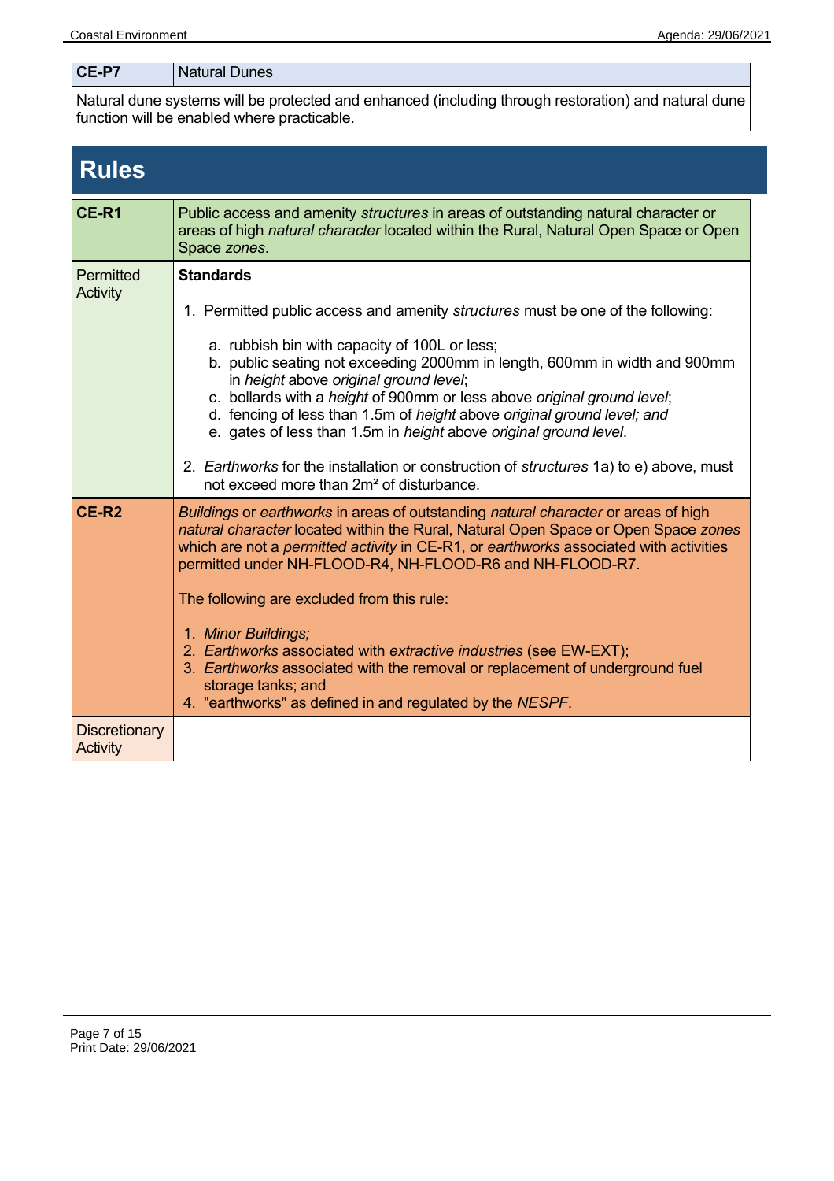| CE-P7 | Natural Dunes |
|---|---|
| Natural dune systems will be protected and enhanced (including through restoration) and natural dune function will be enabled where practicable. | |

## Rules

| CE-R1 | Public access and amenity *structures* in areas of outstanding natural character or areas of high *natural character* located within the Rural, Natural Open Space or Open Space *zones*. |
|---|---|
| Permitted Activity | **Standards**<br><br>1. Permitted public access and amenity *structures* must be one of the following:<br><br>a. rubbish bin with capacity of 100L or less;<br>b. public seating not exceeding 2000mm in length, 600mm in width and 900mm in *height* above *original ground level*;<br>c. bollards with a *height* of 900mm or less above *original ground level*;<br>d. fencing of less than 1.5m of *height* above *original ground level; and*<br>e. gates of less than 1.5m in *height* above *original ground level*.<br><br>2. *Earthworks* for the installation or construction of *structures* 1a) to e) above, must not exceed more than 2m² of disturbance. |
| **CE-R2** | *Buildings* or *earthworks* in areas of outstanding *natural character* or areas of high *natural character* located within the Rural, Natural Open Space or Open Space *zones* which are not a *permitted activity* in CE-R1, or *earthworks* associated with activities permitted under NH-FLOOD-R4, NH-FLOOD-R6 and NH-FLOOD-R7.<br><br>The following are excluded from this rule:<br><br>1. *Minor Buildings;*<br>2. *Earthworks* associated with *extractive industries* (see EW-EXT);<br>3. *Earthworks* associated with the removal or replacement of underground fuel storage tanks; and<br>4. "earthworks" as defined in and regulated by the *NESPF*. |
| Discretionary Activity | |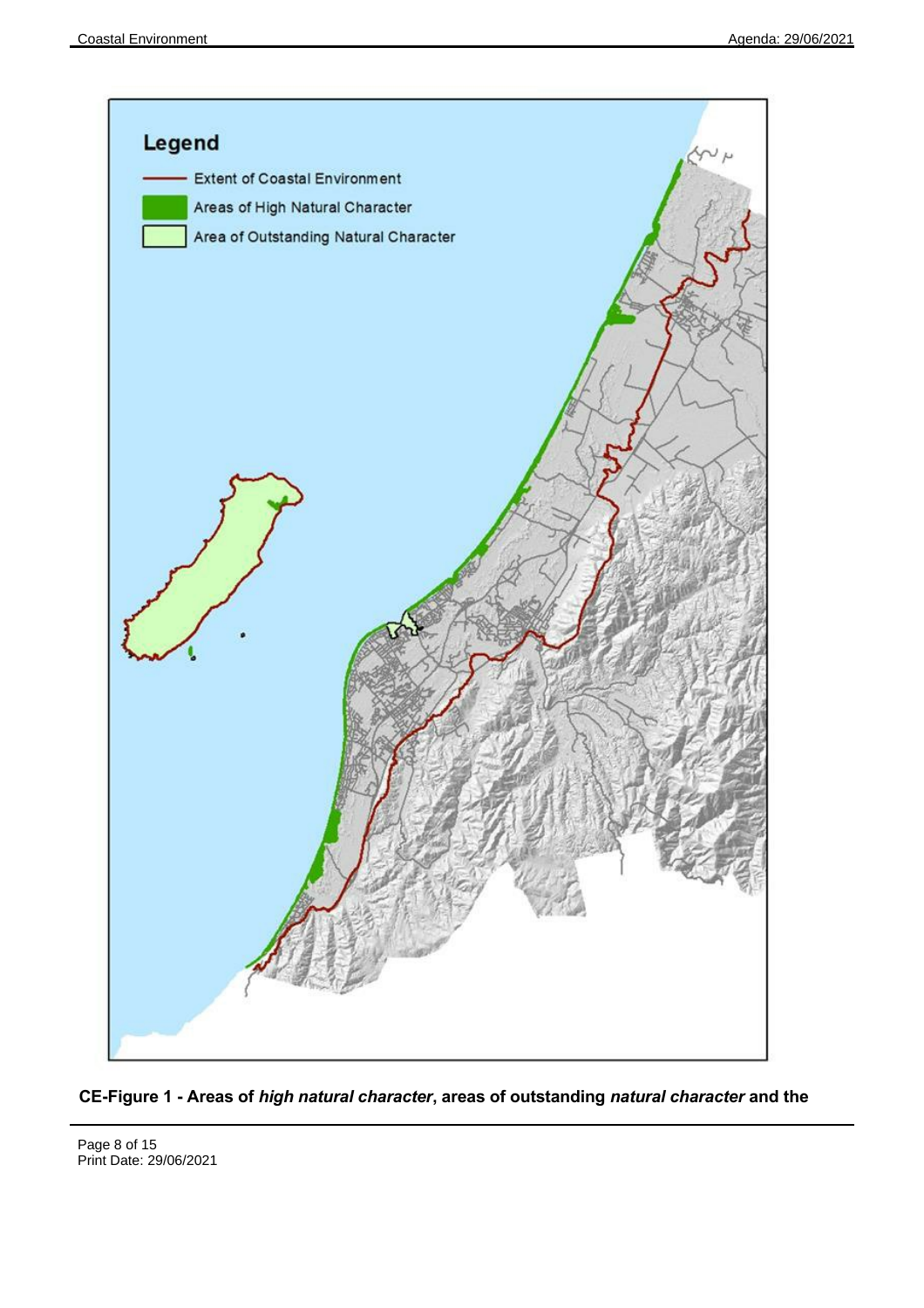Legend

- Extent of Coastal Environment
- Areas of High Natural Character
- Area of Outstanding Natural Character

**CE-Figure 1 - Areas of *high natural character*, areas of outstanding *natural character* and the**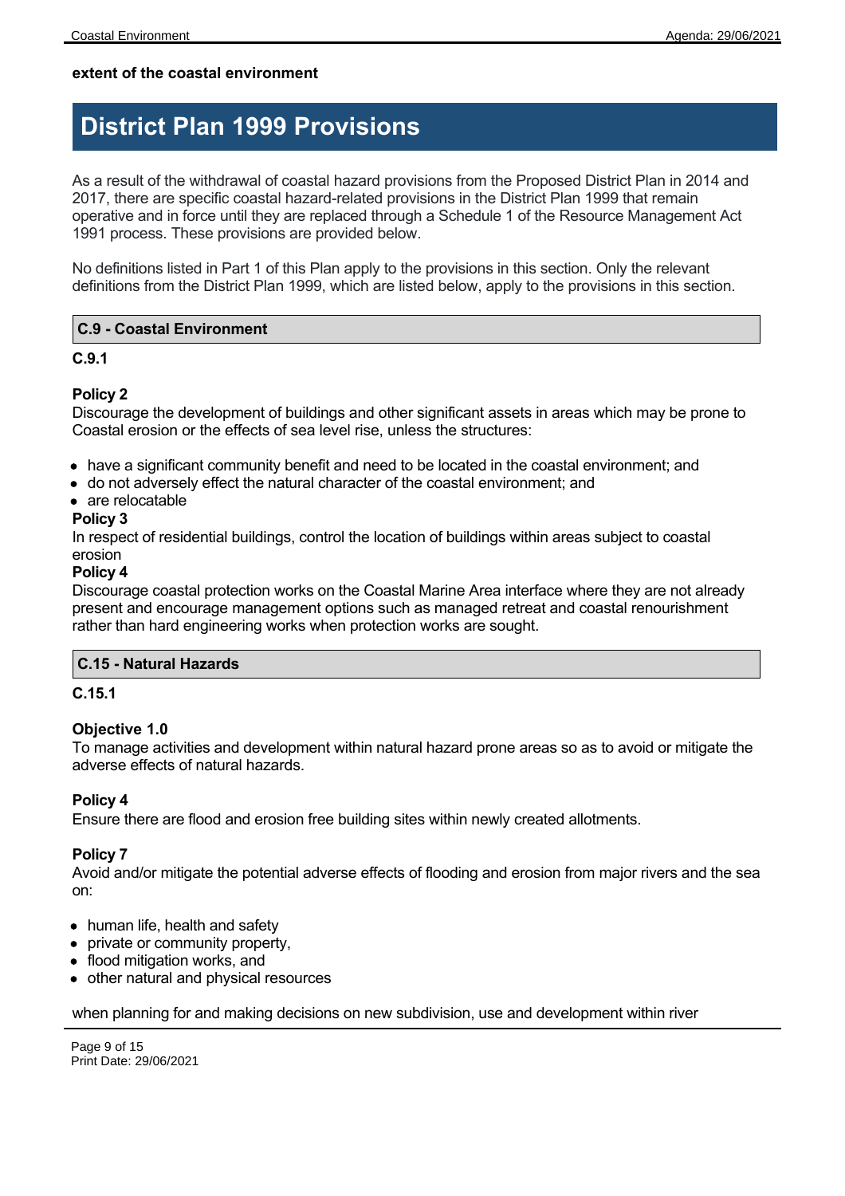**extent of the coastal environment**

# District Plan 1999 Provisions

As a result of the withdrawal of coastal hazard provisions from the Proposed District Plan in 2014 and 2017, there are specific coastal hazard-related provisions in the District Plan 1999 that remain operative and in force until they are replaced through a Schedule 1 of the Resource Management Act 1991 process. These provisions are provided below.

No definitions listed in Part 1 of this Plan apply to the provisions in this section. Only the relevant definitions from the District Plan 1999, which are listed below, apply to the provisions in this section.

## C.9 - Coastal Environment

### C.9.1

**Policy 2**
Discourage the development of buildings and other significant assets in areas which may be prone to Coastal erosion or the effects of sea level rise, unless the structures:

- have a significant community benefit and need to be located in the coastal environment; and
- do not adversely effect the natural character of the coastal environment; and
- are relocatable

**Policy 3**
In respect of residential buildings, control the location of buildings within areas subject to coastal erosion

**Policy 4**
Discourage coastal protection works on the Coastal Marine Area interface where they are not already present and encourage management options such as managed retreat and coastal renourishment rather than hard engineering works when protection works are sought.

## C.15 - Natural Hazards

### C.15.1

**Objective 1.0**
To manage activities and development within natural hazard prone areas so as to avoid or mitigate the adverse effects of natural hazards.

**Policy 4**
Ensure there are flood and erosion free building sites within newly created allotments.

**Policy 7**
Avoid and/or mitigate the potential adverse effects of flooding and erosion from major rivers and the sea on:

- human life, health and safety
- private or community property,
- flood mitigation works, and
- other natural and physical resources

when planning for and making decisions on new subdivision, use and development within river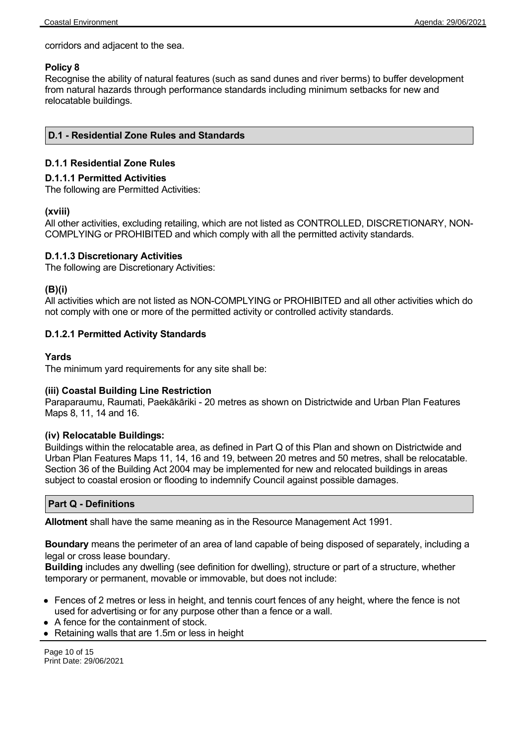corridors and adjacent to the sea.

**Policy 8**

Recognise the ability of natural features (such as sand dunes and river berms) to buffer development from natural hazards through performance standards including minimum setbacks for new and relocatable buildings.

## D.1 - Residential Zone Rules and Standards

### D.1.1 Residential Zone Rules

#### D.1.1.1 Permitted Activities

The following are Permitted Activities:

**(xviii)**

All other activities, excluding retailing, which are not listed as CONTROLLED, DISCRETIONARY, NON-COMPLYING or PROHIBITED and which comply with all the permitted activity standards.

#### D.1.1.3 Discretionary Activities

The following are Discretionary Activities:

**(B)(i)**

All activities which are not listed as NON-COMPLYING or PROHIBITED and all other activities which do not comply with one or more of the permitted activity or controlled activity standards.

#### D.1.2.1 Permitted Activity Standards

**Yards**

The minimum yard requirements for any site shall be:

**(iii) Coastal Building Line Restriction**

Paraparaumu, Raumati, Paekākāriki - 20 metres as shown on Districtwide and Urban Plan Features Maps 8, 11, 14 and 16.

**(iv) Relocatable Buildings:**

Buildings within the relocatable area, as defined in Part Q of this Plan and shown on Districtwide and Urban Plan Features Maps 11, 14, 16 and 19, between 20 metres and 50 metres, shall be relocatable. Section 36 of the Building Act 2004 may be implemented for new and relocated buildings in areas subject to coastal erosion or flooding to indemnify Council against possible damages.

## Part Q - Definitions

**Allotment** shall have the same meaning as in the Resource Management Act 1991.

**Boundary** means the perimeter of an area of land capable of being disposed of separately, including a legal or cross lease boundary.

**Building** includes any dwelling (see definition for dwelling), structure or part of a structure, whether temporary or permanent, movable or immovable, but does not include:

- Fences of 2 metres or less in height, and tennis court fences of any height, where the fence is not used for advertising or for any purpose other than a fence or a wall.
- A fence for the containment of stock.
- Retaining walls that are 1.5m or less in height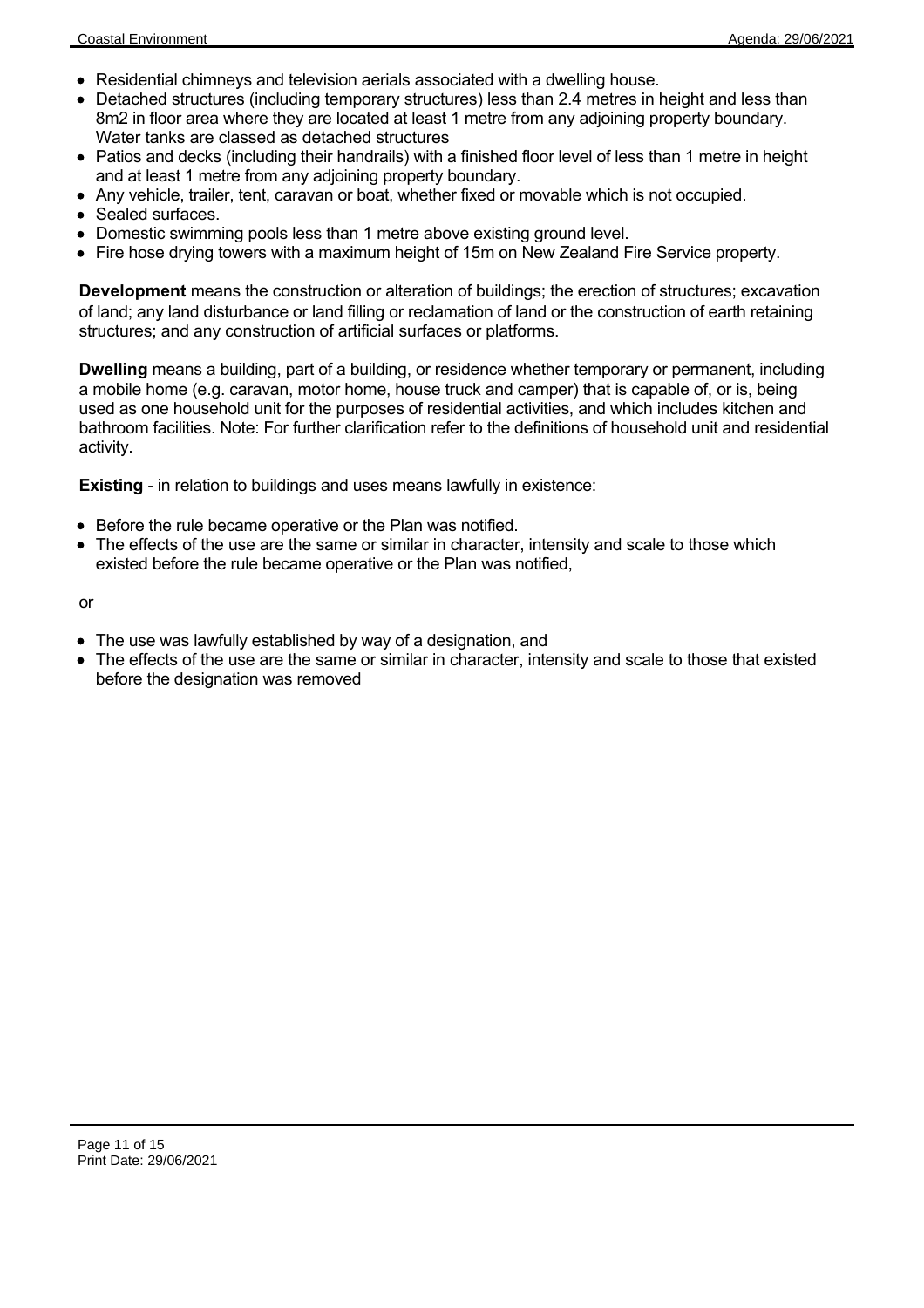- Residential chimneys and television aerials associated with a dwelling house.
- Detached structures (including temporary structures) less than 2.4 metres in height and less than 8m2 in floor area where they are located at least 1 metre from any adjoining property boundary. Water tanks are classed as detached structures
- Patios and decks (including their handrails) with a finished floor level of less than 1 metre in height and at least 1 metre from any adjoining property boundary.
- Any vehicle, trailer, tent, caravan or boat, whether fixed or movable which is not occupied.
- Sealed surfaces.
- Domestic swimming pools less than 1 metre above existing ground level.
- Fire hose drying towers with a maximum height of 15m on New Zealand Fire Service property.

**Development** means the construction or alteration of buildings; the erection of structures; excavation of land; any land disturbance or land filling or reclamation of land or the construction of earth retaining structures; and any construction of artificial surfaces or platforms.

**Dwelling** means a building, part of a building, or residence whether temporary or permanent, including a mobile home (e.g. caravan, motor home, house truck and camper) that is capable of, or is, being used as one household unit for the purposes of residential activities, and which includes kitchen and bathroom facilities. Note: For further clarification refer to the definitions of household unit and residential activity.

**Existing** - in relation to buildings and uses means lawfully in existence:

- Before the rule became operative or the Plan was notified.
- The effects of the use are the same or similar in character, intensity and scale to those which existed before the rule became operative or the Plan was notified,

or

- The use was lawfully established by way of a designation, and
- The effects of the use are the same or similar in character, intensity and scale to those that existed before the designation was removed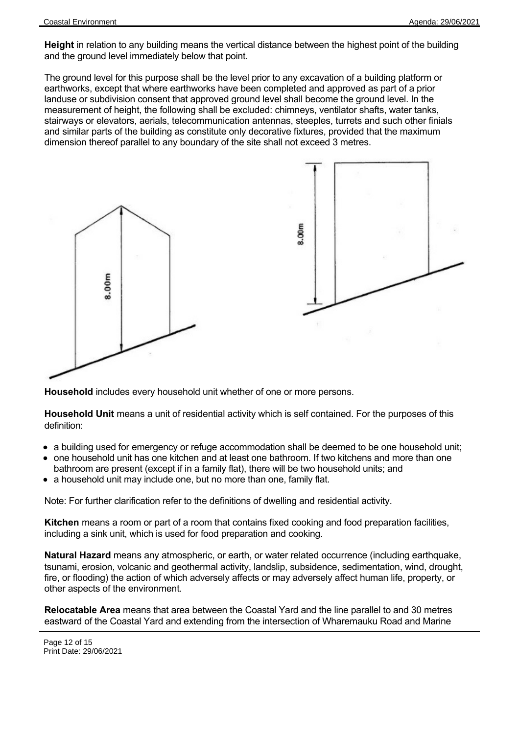**Height** in relation to any building means the vertical distance between the highest point of the building and the ground level immediately below that point.

The ground level for this purpose shall be the level prior to any excavation of a building platform or earthworks, except that where earthworks have been completed and approved as part of a prior landuse or subdivision consent that approved ground level shall become the ground level. In the measurement of height, the following shall be excluded: chimneys, ventilator shafts, water tanks, stairways or elevators, aerials, telecommunication antennas, steeples, turrets and such other finials and similar parts of the building as constitute only decorative fixtures, provided that the maximum dimension thereof parallel to any boundary of the site shall not exceed 3 metres.

**Household** includes every household unit whether of one or more persons.

**Household Unit** means a unit of residential activity which is self contained. For the purposes of this definition:

- a building used for emergency or refuge accommodation shall be deemed to be one household unit;
- one household unit has one kitchen and at least one bathroom. If two kitchens and more than one bathroom are present (except if in a family flat), there will be two household units; and
- a household unit may include one, but no more than one, family flat.

Note: For further clarification refer to the definitions of dwelling and residential activity.

**Kitchen** means a room or part of a room that contains fixed cooking and food preparation facilities, including a sink unit, which is used for food preparation and cooking.

**Natural Hazard** means any atmospheric, or earth, or water related occurrence (including earthquake, tsunami, erosion, volcanic and geothermal activity, landslip, subsidence, sedimentation, wind, drought, fire, or flooding) the action of which adversely affects or may adversely affect human life, property, or other aspects of the environment.

**Relocatable Area** means that area between the Coastal Yard and the line parallel to and 30 metres eastward of the Coastal Yard and extending from the intersection of Wharemauku Road and Marine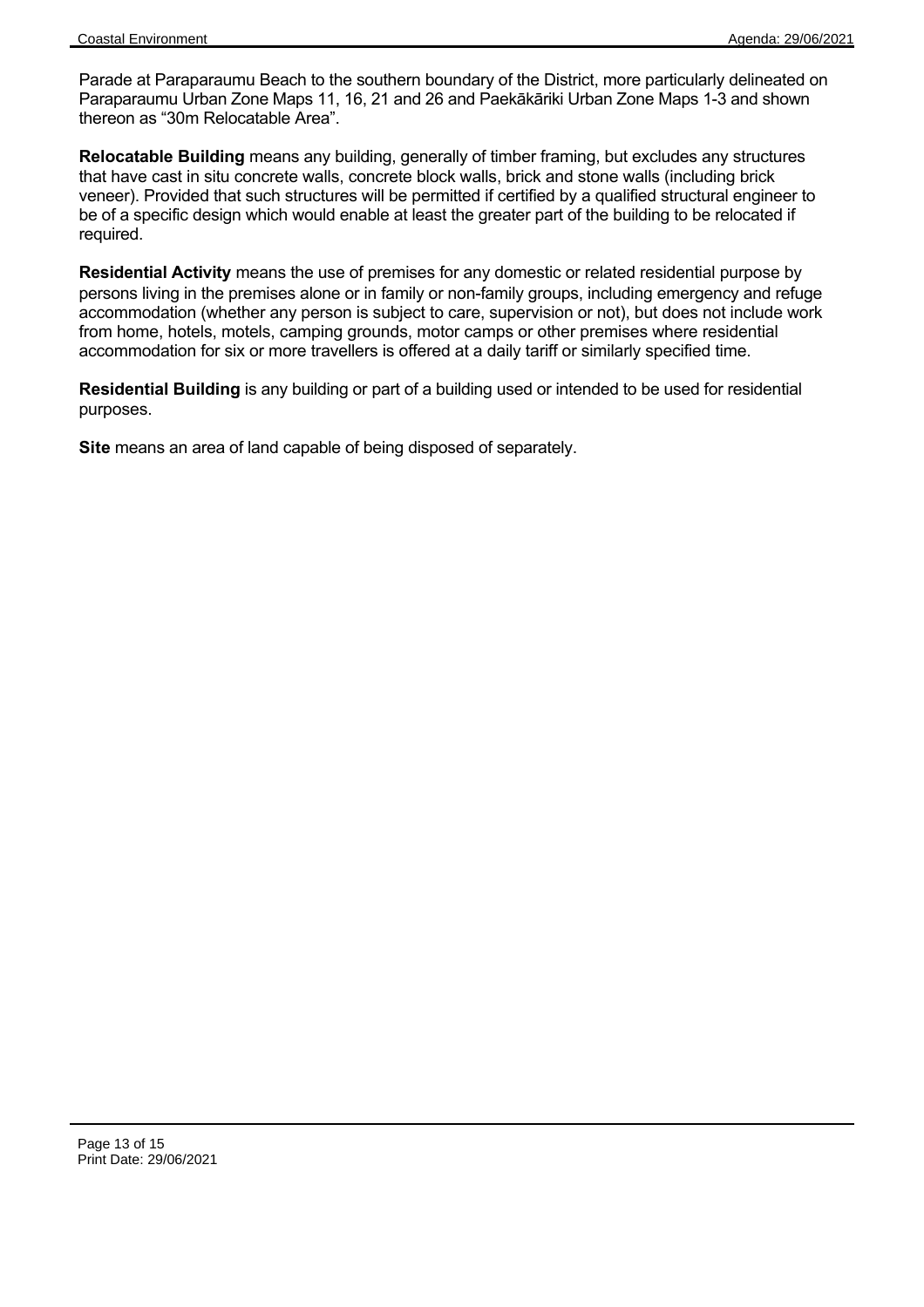Parade at Paraparaumu Beach to the southern boundary of the District, more particularly delineated on Paraparaumu Urban Zone Maps 11, 16, 21 and 26 and Paekākāriki Urban Zone Maps 1-3 and shown thereon as "30m Relocatable Area".

**Relocatable Building** means any building, generally of timber framing, but excludes any structures that have cast in situ concrete walls, concrete block walls, brick and stone walls (including brick veneer). Provided that such structures will be permitted if certified by a qualified structural engineer to be of a specific design which would enable at least the greater part of the building to be relocated if required.

**Residential Activity** means the use of premises for any domestic or related residential purpose by persons living in the premises alone or in family or non-family groups, including emergency and refuge accommodation (whether any person is subject to care, supervision or not), but does not include work from home, hotels, motels, camping grounds, motor camps or other premises where residential accommodation for six or more travellers is offered at a daily tariff or similarly specified time.

**Residential Building** is any building or part of a building used or intended to be used for residential purposes.

**Site** means an area of land capable of being disposed of separately.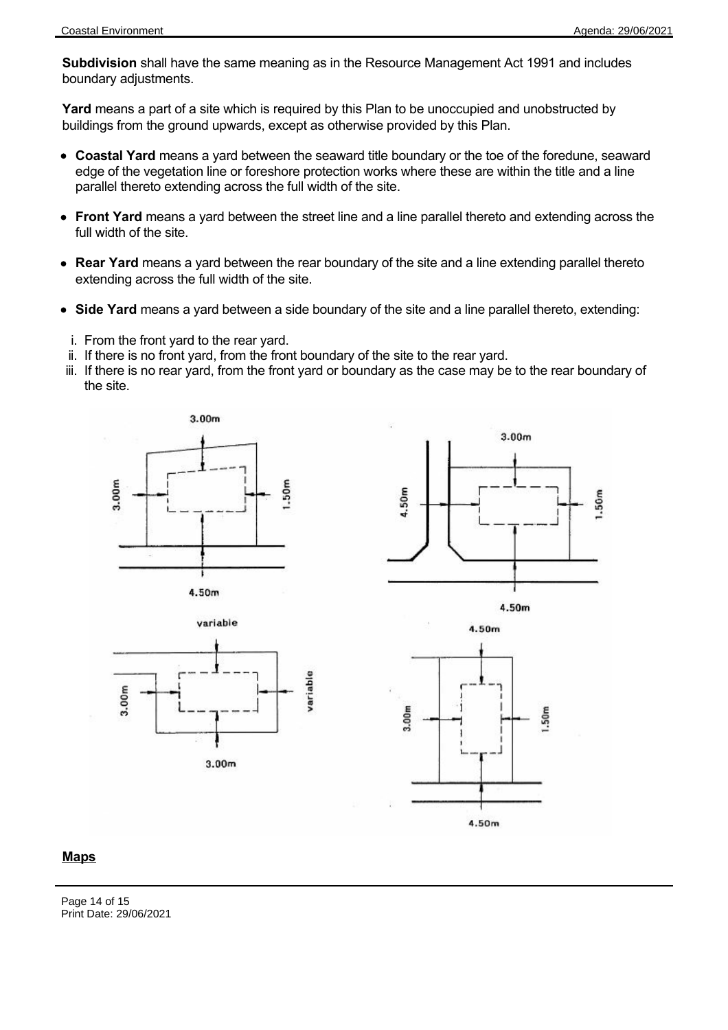**Subdivision** shall have the same meaning as in the Resource Management Act 1991 and includes boundary adjustments.

**Yard** means a part of a site which is required by this Plan to be unoccupied and unobstructed by buildings from the ground upwards, except as otherwise provided by this Plan.

- **Coastal Yard** means a yard between the seaward title boundary or the toe of the foredune, seaward edge of the vegetation line or foreshore protection works where these are within the title and a line parallel thereto extending across the full width of the site.
- **Front Yard** means a yard between the street line and a line parallel thereto and extending across the full width of the site.
- **Rear Yard** means a yard between the rear boundary of the site and a line extending parallel thereto extending across the full width of the site.
- **Side Yard** means a yard between a side boundary of the site and a line parallel thereto, extending:

  i. From the front yard to the rear yard.
  ii. If there is no front yard, from the front boundary of the site to the rear yard.
  iii. If there is no rear yard, from the front yard or boundary as the case may be to the rear boundary of the site.

**Maps**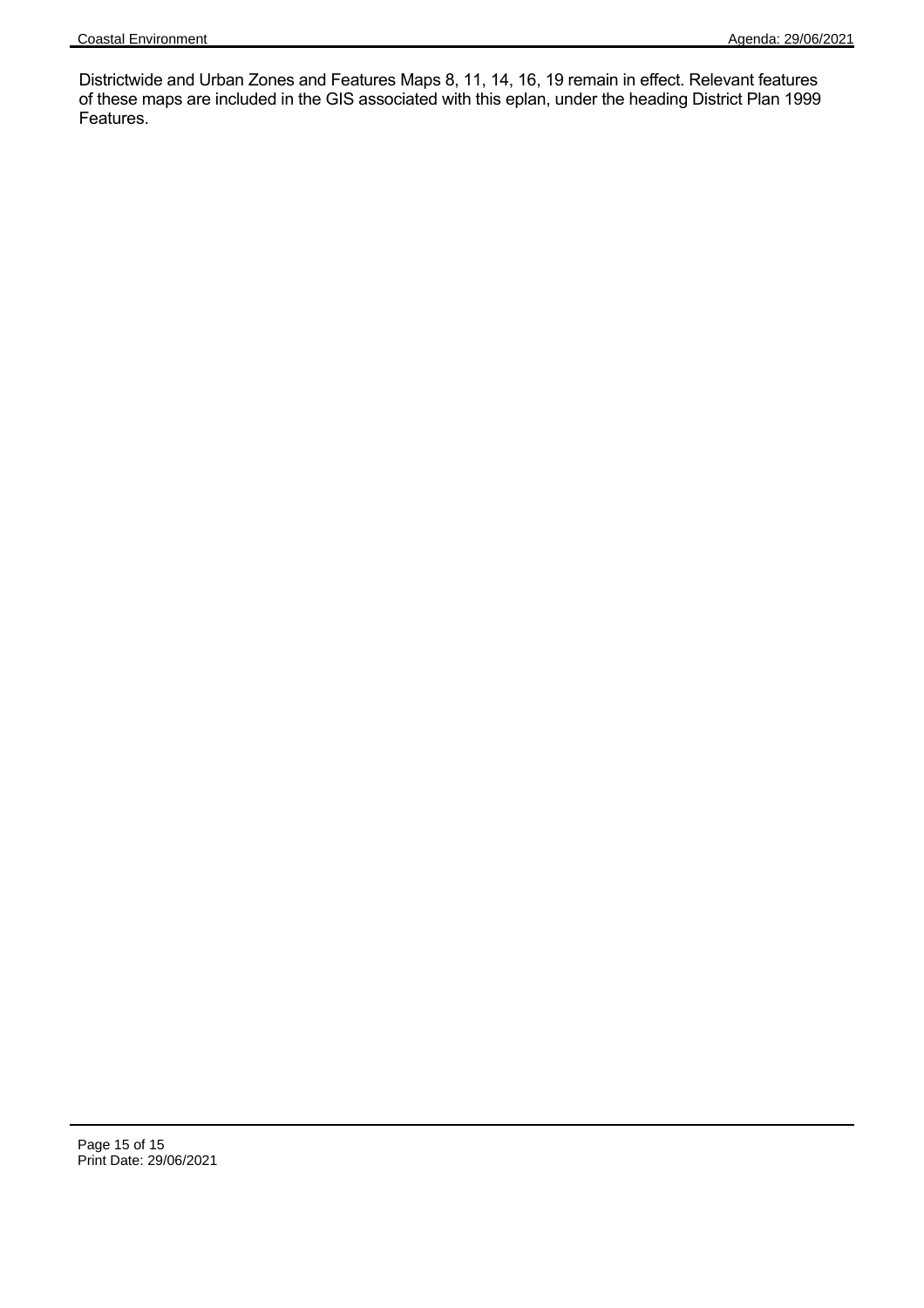Districtwide and Urban Zones and Features Maps 8, 11, 14, 16, 19 remain in effect. Relevant features of these maps are included in the GIS associated with this eplan, under the heading District Plan 1999 Features.